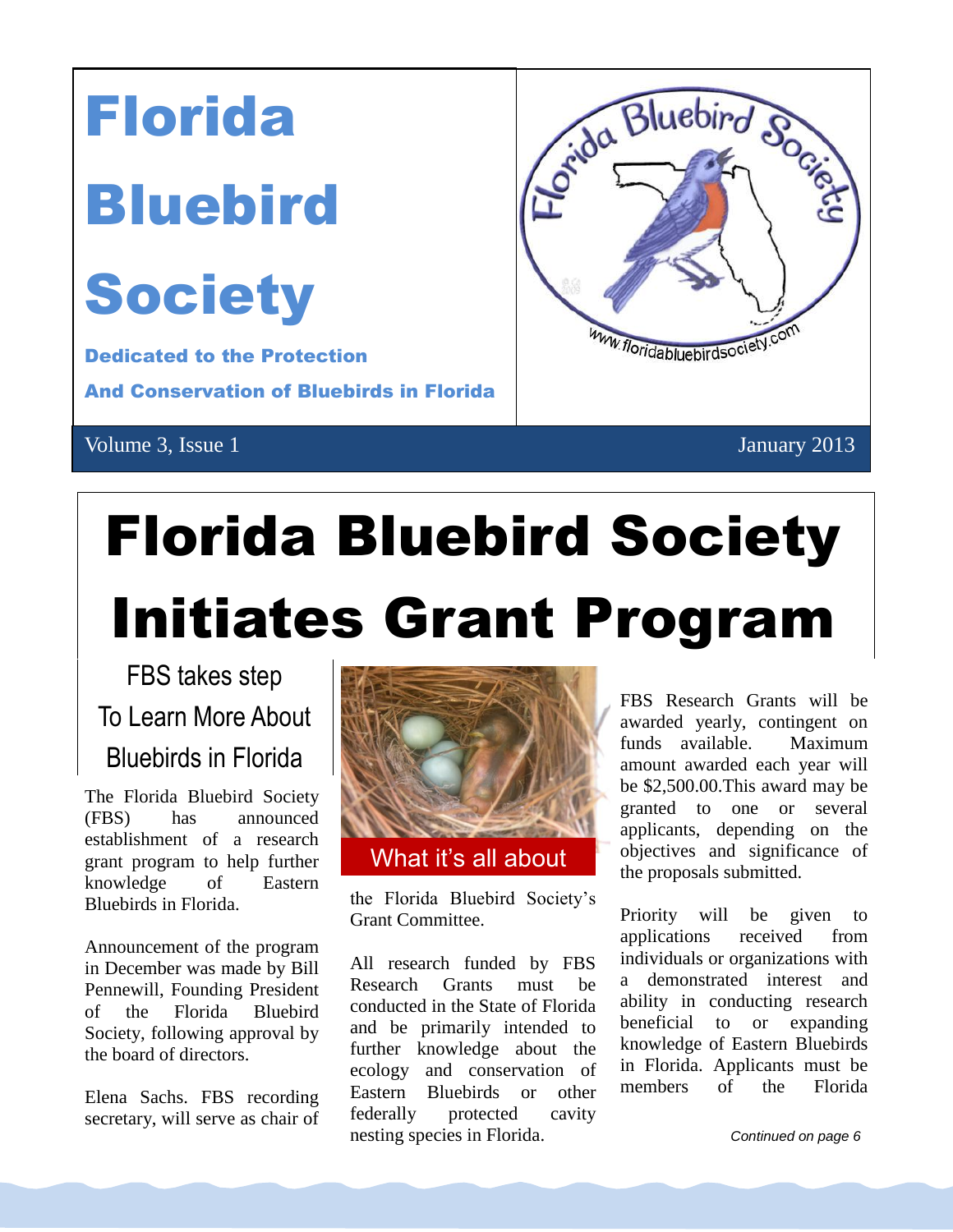# Florida Bluebird Society

**Dedicated to the Protection**

**And Conservation of Bluebirds in Florida**

Volume 3, Issue 1 January 2013

# Florida Bluebird Society Initiates Grant Program

## FBS takes step To Learn More About Bluebirds in Florida

The Florida Bluebird Society (FBS) has announced establishment of a research grant program to help further knowledge of Eastern Bluebirds in Florida.

Announcement of the program in December was made by Bill Pennewill, Founding President of the Florida Bluebird Society, following approval by the board of directors.

Elena Sachs. FBS recording secretary, will serve as chair of the Florida Bluebird Society's Grant Committee.

What it's all about

All research funded by FBS Research Grants must be conducted in the State of Florida and be primarily intended to further knowledge about the ecology and conservation of Eastern Bluebirds or other federally protected cavity nesting species in Florida.

FBS Research Grants will be awarded yearly, contingent on funds available. Maximum amount awarded each year will be $2,500.00.This award may be granted to one or several applicants, depending on the objectives and significance of the proposals submitted.

Priority will be given to applications received from individuals or organizations with a demonstrated interest and ability in conducting research beneficial to or expanding knowledge of Eastern Bluebirds in Florida. Applicants must be members of the Florida

*Continued on page 6*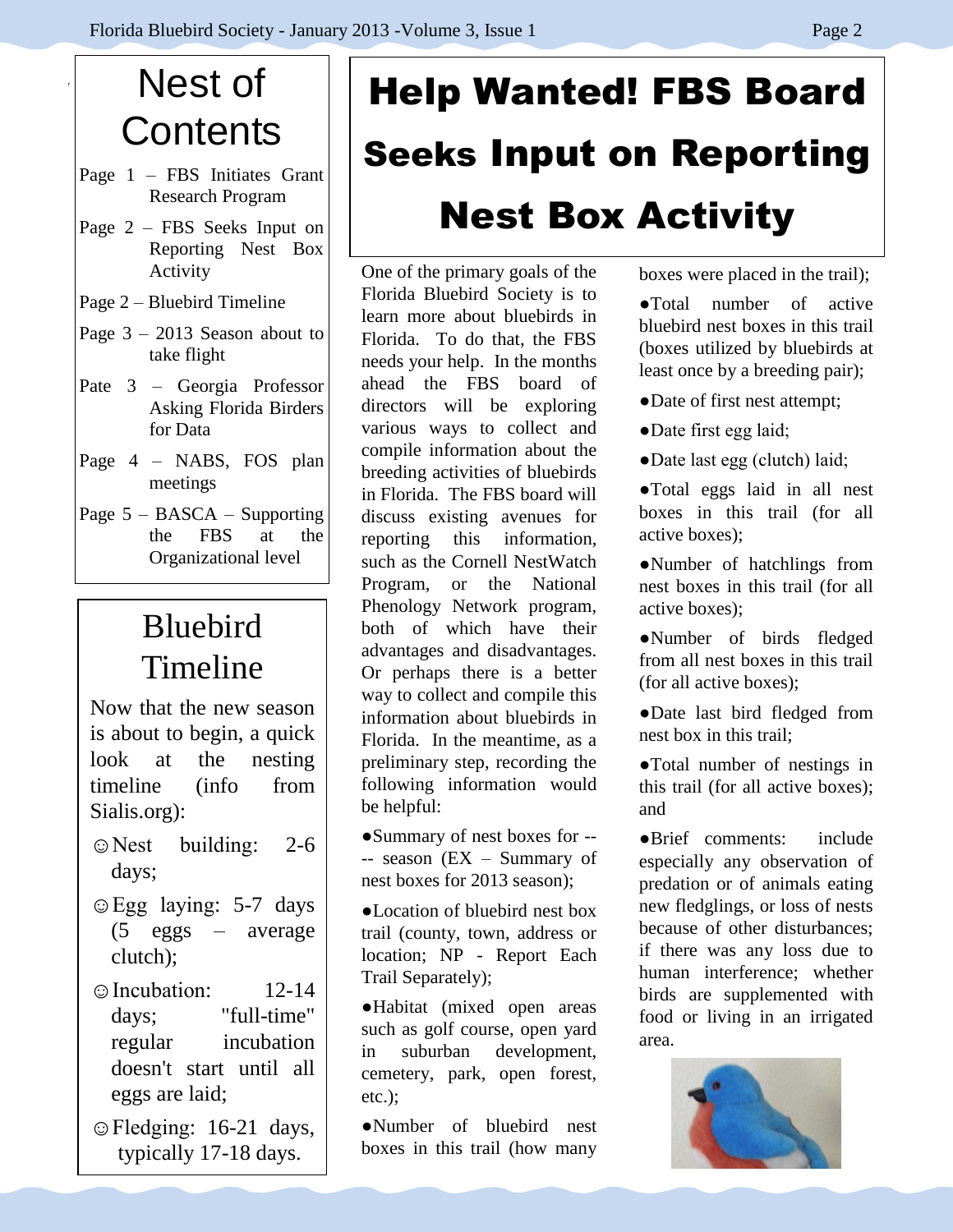# Nest of Contents

- Page 1 – FBS Initiates Grant Research Program
- Page 2 – FBS Seeks Input on Reporting Nest Box Activity
- Page 2 – Bluebird Timeline
- Page 3 – 2013 Season about to take flight
- Pate 3 – Georgia Professor Asking Florida Birders for Data
- Page 4 – NABS, FOS plan meetings
- Page 5 – BASCA – Supporting the FBS at the Organizational level

# Bluebird Timeline

Now that the new season is about to begin, a quick look at the nesting timeline (info from Sialis.org):

- ☺Nest building: 2-6 days;
- ☺Egg laying: 5-7 days (5 eggs – average clutch);
- ☺Incubation: 12-14 days; "full-time" regular incubation doesn't start until all eggs are laid;
- ☺Fledging: 16-21 days, typically 17-18 days.

# Help Wanted! FBS Board Seeks Input on Reporting Nest Box Activity

One of the primary goals of the Florida Bluebird Society is to learn more about bluebirds in Florida. To do that, the FBS needs your help. In the months ahead the FBS board of directors will be exploring various ways to collect and compile information about the breeding activities of bluebirds in Florida. The FBS board will discuss existing avenues for reporting this information, such as the Cornell NestWatch Program, or the National Phenology Network program, both of which have their advantages and disadvantages. Or perhaps there is a better way to collect and compile this information about bluebirds in Florida. In the meantime, as a preliminary step, recording the following information would be helpful:

- ●Summary of nest boxes for ---- season (EX – Summary of nest boxes for 2013 season);
- ●Location of bluebird nest box trail (county, town, address or location; NP - Report Each Trail Separately);
- ●Habitat (mixed open areas such as golf course, open yard in suburban development, cemetery, park, open forest, etc.);
- ●Number of bluebird nest boxes in this trail (how many boxes were placed in the trail);
- ●Total number of active bluebird nest boxes in this trail (boxes utilized by bluebirds at least once by a breeding pair);
- ●Date of first nest attempt;
- ●Date first egg laid;
- ●Date last egg (clutch) laid;
- ●Total eggs laid in all nest boxes in this trail (for all active boxes);
- ●Number of hatchlings from nest boxes in this trail (for all active boxes);
- ●Number of birds fledged from all nest boxes in this trail (for all active boxes);
- ●Date last bird fledged from nest box in this trail;
- ●Total number of nestings in this trail (for all active boxes); and
- ●Brief comments: include especially any observation of predation or of animals eating new fledglings, or loss of nests because of other disturbances; if there was any loss due to human interference; whether birds are supplemented with food or living in an irrigated area.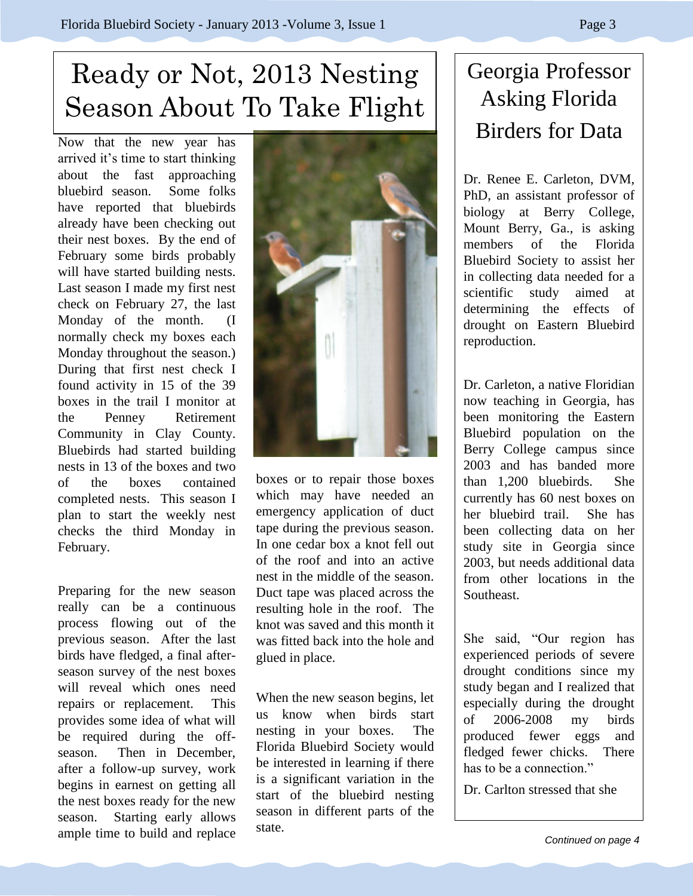# Ready or Not, 2013 Nesting Season About To Take Flight

Now that the new year has arrived it's time to start thinking about the fast approaching bluebird season. Some folks have reported that bluebirds already have been checking out their nest boxes. By the end of February some birds probably will have started building nests. Last season I made my first nest check on February 27, the last Monday of the month. (I normally check my boxes each Monday throughout the season.) During that first nest check I found activity in 15 of the 39 boxes in the trail I monitor at the Penney Retirement Community in Clay County. Bluebirds had started building nests in 13 of the boxes and two of the boxes contained completed nests. This season I plan to start the weekly nest checks the third Monday in February.

Preparing for the new season really can be a continuous process flowing out of the previous season. After the last birds have fledged, a final after-season survey of the nest boxes will reveal which ones need repairs or replacement. This provides some idea of what will be required during the off-season. Then in December, after a follow-up survey, work begins in earnest on getting all the nest boxes ready for the new season. Starting early allows ample time to build and replace boxes or to repair those boxes which may have needed an emergency application of duct tape during the previous season. In one cedar box a knot fell out of the roof and into an active nest in the middle of the season. Duct tape was placed across the resulting hole in the roof. The knot was saved and this month it was fitted back into the hole and glued in place.

When the new season begins, let us know when birds start nesting in your boxes. The Florida Bluebird Society would be interested in learning if there is a significant variation in the start of the bluebird nesting season in different parts of the state.

# Georgia Professor Asking Florida Birders for Data

Dr. Renee E. Carleton, DVM, PhD, an assistant professor of biology at Berry College, Mount Berry, Ga., is asking members of the Florida Bluebird Society to assist her in collecting data needed for a scientific study aimed at determining the effects of drought on Eastern Bluebird reproduction.

Dr. Carleton, a native Floridian now teaching in Georgia, has been monitoring the Eastern Bluebird population on the Berry College campus since 2003 and has banded more than 1,200 bluebirds. She currently has 60 nest boxes on her bluebird trail. She has been collecting data on her study site in Georgia since 2003, but needs additional data from other locations in the Southeast.

She said, "Our region has experienced periods of severe drought conditions since my study began and I realized that especially during the drought of 2006-2008 my birds produced fewer eggs and fledged fewer chicks. There has to be a connection."

Dr. Carlton stressed that she

*Continued on page 4*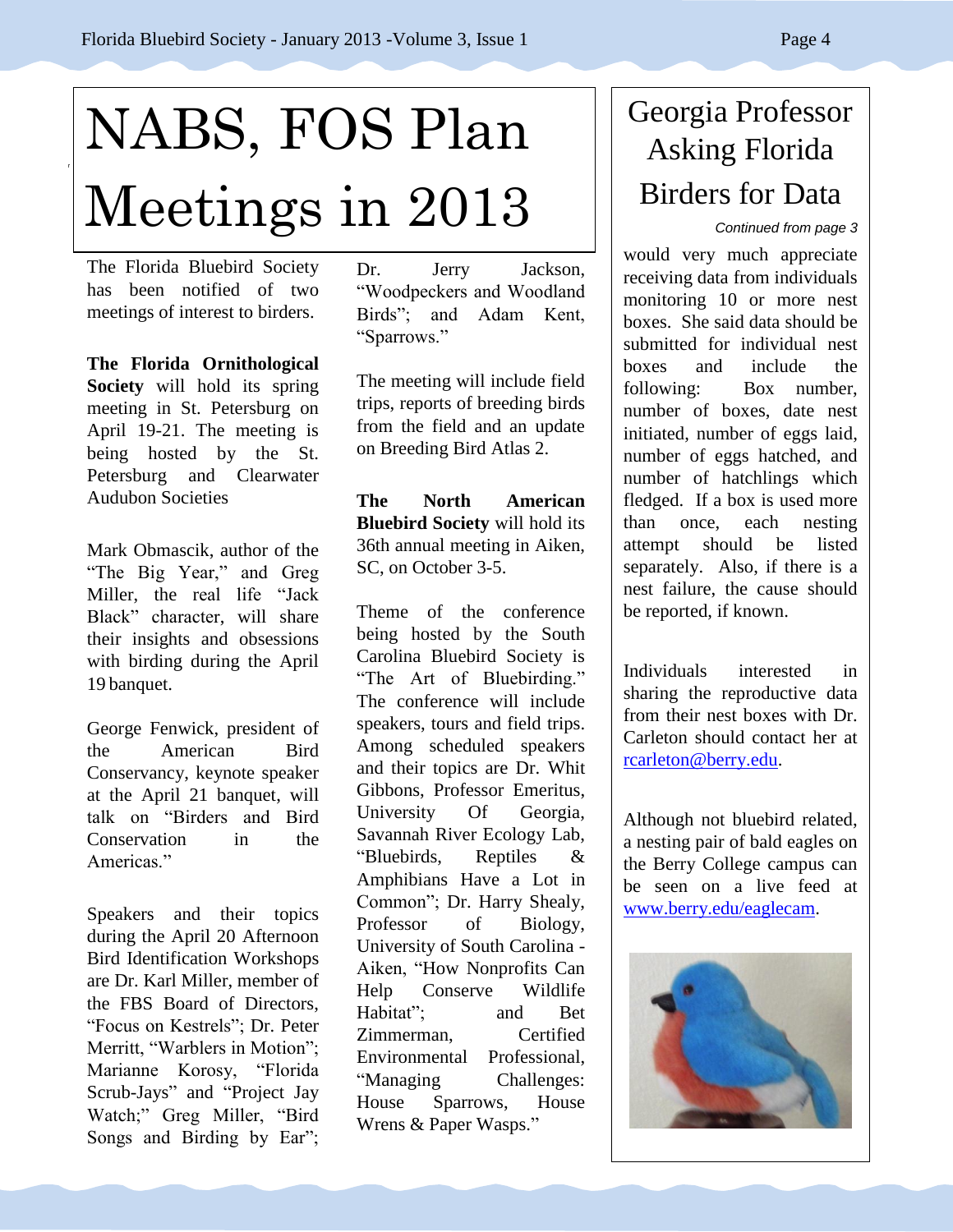# NABS, FOS Plan Meetings in 2013

The Florida Bluebird Society has been notified of two meetings of interest to birders.

**The Florida Ornithological Society** will hold its spring meeting in St. Petersburg on April 19-21. The meeting is being hosted by the St. Petersburg and Clearwater Audubon Societies

Mark Obmascik, author of the "The Big Year," and Greg Miller, the real life "Jack Black" character, will share their insights and obsessions with birding during the April 19 banquet.

George Fenwick, president of the American Bird Conservancy, keynote speaker at the April 21 banquet, will talk on "Birders and Bird Conservation in the Americas."

Speakers and their topics during the April 20 Afternoon Bird Identification Workshops are Dr. Karl Miller, member of the FBS Board of Directors, "Focus on Kestrels"; Dr. Peter Merritt, "Warblers in Motion"; Marianne Korosy, "Florida Scrub-Jays" and "Project Jay Watch;" Greg Miller, "Bird Songs and Birding by Ear"; Dr. Jerry Jackson, "Woodpeckers and Woodland Birds"; and Adam Kent, "Sparrows."

The meeting will include field trips, reports of breeding birds from the field and an update on Breeding Bird Atlas 2.

**The North American Bluebird Society** will hold its 36th annual meeting in Aiken, SC, on October 3-5.

Theme of the conference being hosted by the South Carolina Bluebird Society is "The Art of Bluebirding." The conference will include speakers, tours and field trips. Among scheduled speakers and their topics are Dr. Whit Gibbons, Professor Emeritus, University Of Georgia, Savannah River Ecology Lab, "Bluebirds, Reptiles & Amphibians Have a Lot in Common"; Dr. Harry Shealy, Professor of Biology, University of South Carolina - Aiken, "How Nonprofits Can Help Conserve Wildlife Habitat"; and Bet Zimmerman, Certified Environmental Professional, "Managing Challenges: House Sparrows, House Wrens & Paper Wasps."

# Georgia Professor Asking Florida Birders for Data

*Continued from page 3*

would very much appreciate receiving data from individuals monitoring 10 or more nest boxes. She said data should be submitted for individual nest boxes and include the following: Box number, number of boxes, date nest initiated, number of eggs laid, number of eggs hatched, and number of hatchlings which fledged. If a box is used more than once, each nesting attempt should be listed separately. Also, if there is a nest failure, the cause should be reported, if known.

Individuals interested in sharing the reproductive data from their nest boxes with Dr. Carleton should contact her at rcarleton@berry.edu.

Although not bluebird related, a nesting pair of bald eagles on the Berry College campus can be seen on a live feed at www.berry.edu/eaglecam.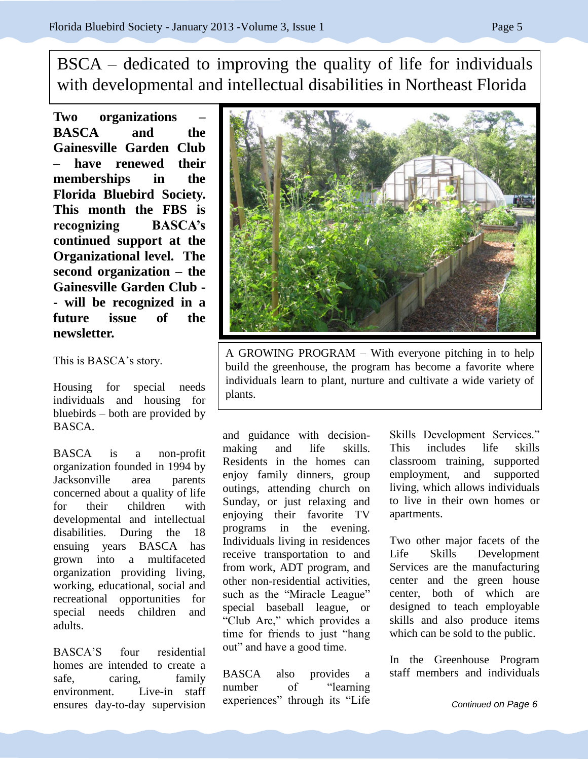# BSCA – dedicated to improving the quality of life for individuals with developmental and intellectual disabilities in Northeast Florida

**Two organizations – BASCA and the Gainesville Garden Club – have renewed their memberships in the Florida Bluebird Society. This month the FBS is recognizing BASCA's continued support at the Organizational level. The second organization – the Gainesville Garden Club -- will be recognized in a future issue of the newsletter.**

A GROWING PROGRAM – With everyone pitching in to help build the greenhouse, the program has become a favorite where individuals learn to plant, nurture and cultivate a wide variety of plants.

This is BASCA's story.

Housing for special needs individuals and housing for bluebirds – both are provided by BASCA.

BASCA is a non-profit organization founded in 1994 by Jacksonville area parents concerned about a quality of life for their children with developmental and intellectual disabilities. During the 18 ensuing years BASCA has grown into a multifaceted organization providing living, working, educational, social and recreational opportunities for special needs children and adults.

BASCA'S four residential homes are intended to create a safe, caring, family environment. Live-in staff ensures day-to-day supervision and guidance with decision-making and life skills. Residents in the homes can enjoy family dinners, group outings, attending church on Sunday, or just relaxing and enjoying their favorite TV programs in the evening. Individuals living in residences receive transportation to and from work, ADT program, and other non-residential activities, such as the "Miracle League" special baseball league, or "Club Arc," which provides a time for friends to just "hang out" and have a good time.

BASCA also provides a number of "learning experiences" through its "Life Skills Development Services." This includes life skills classroom training, supported employment, and supported living, which allows individuals to live in their own homes or apartments.

Two other major facets of the Life Skills Development Services are the manufacturing center and the green house center, both of which are designed to teach employable skills and also produce items which can be sold to the public.

In the Greenhouse Program staff members and individuals

*Continued on Page 6*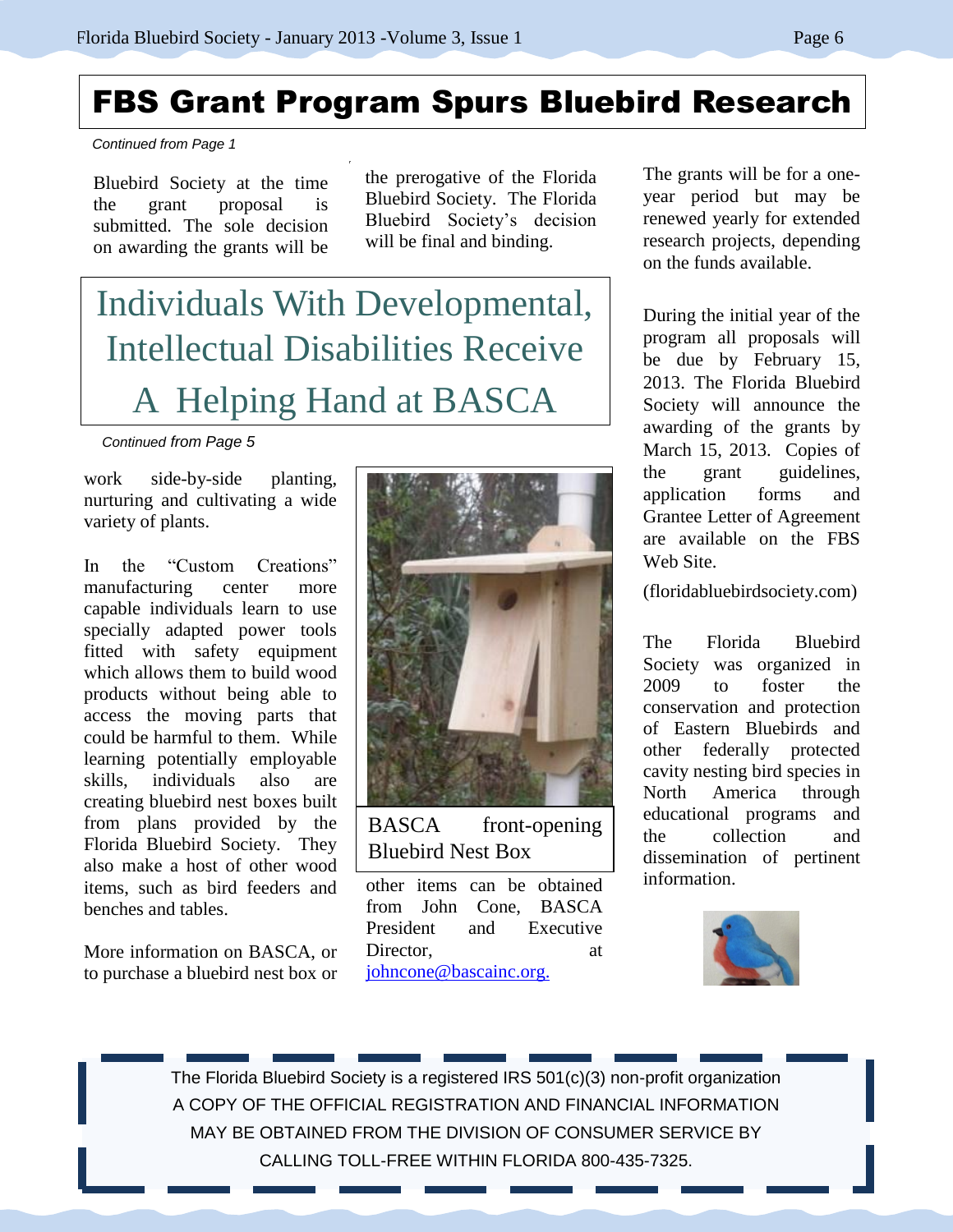# FBS Grant Program Spurs Bluebird Research

*Continued from Page 1*

Bluebird Society at the time the grant proposal is submitted. The sole decision on awarding the grants will be the prerogative of the Florida Bluebird Society. The Florida Bluebird Society's decision will be final and binding.

The grants will be for a one-year period but may be renewed yearly for extended research projects, depending on the funds available.

During the initial year of the program all proposals will be due by February 15, 2013. The Florida Bluebird Society will announce the awarding of the grants by March 15, 2013. Copies of the grant guidelines, application forms and Grantee Letter of Agreement are available on the FBS Web Site.

(floridabluebirdsociety.com)

The Florida Bluebird Society was organized in 2009 to foster the conservation and protection of Eastern Bluebirds and other federally protected cavity nesting bird species in North America through educational programs and the collection and dissemination of pertinent information.

# Individuals With Developmental, Intellectual Disabilities Receive A Helping Hand at BASCA

*Continued from Page 5*

work side-by-side planting, nurturing and cultivating a wide variety of plants.

In the "Custom Creations" manufacturing center more capable individuals learn to use specially adapted power tools fitted with safety equipment which allows them to build wood products without being able to access the moving parts that could be harmful to them. While learning potentially employable skills, individuals also are creating bluebird nest boxes built from plans provided by the Florida Bluebird Society. They also make a host of other wood items, such as bird feeders and benches and tables.

More information on BASCA, or to purchase a bluebird nest box or other items can be obtained from John Cone, BASCA President and Executive Director, at johncone@bascainc.org.

BASCA front-opening Bluebird Nest Box

The Florida Bluebird Society is a registered IRS 501(c)(3) non-profit organization
A COPY OF THE OFFICIAL REGISTRATION AND FINANCIAL INFORMATION MAY BE OBTAINED FROM THE DIVISION OF CONSUMER SERVICE BY CALLING TOLL-FREE WITHIN FLORIDA 800-435-7325.